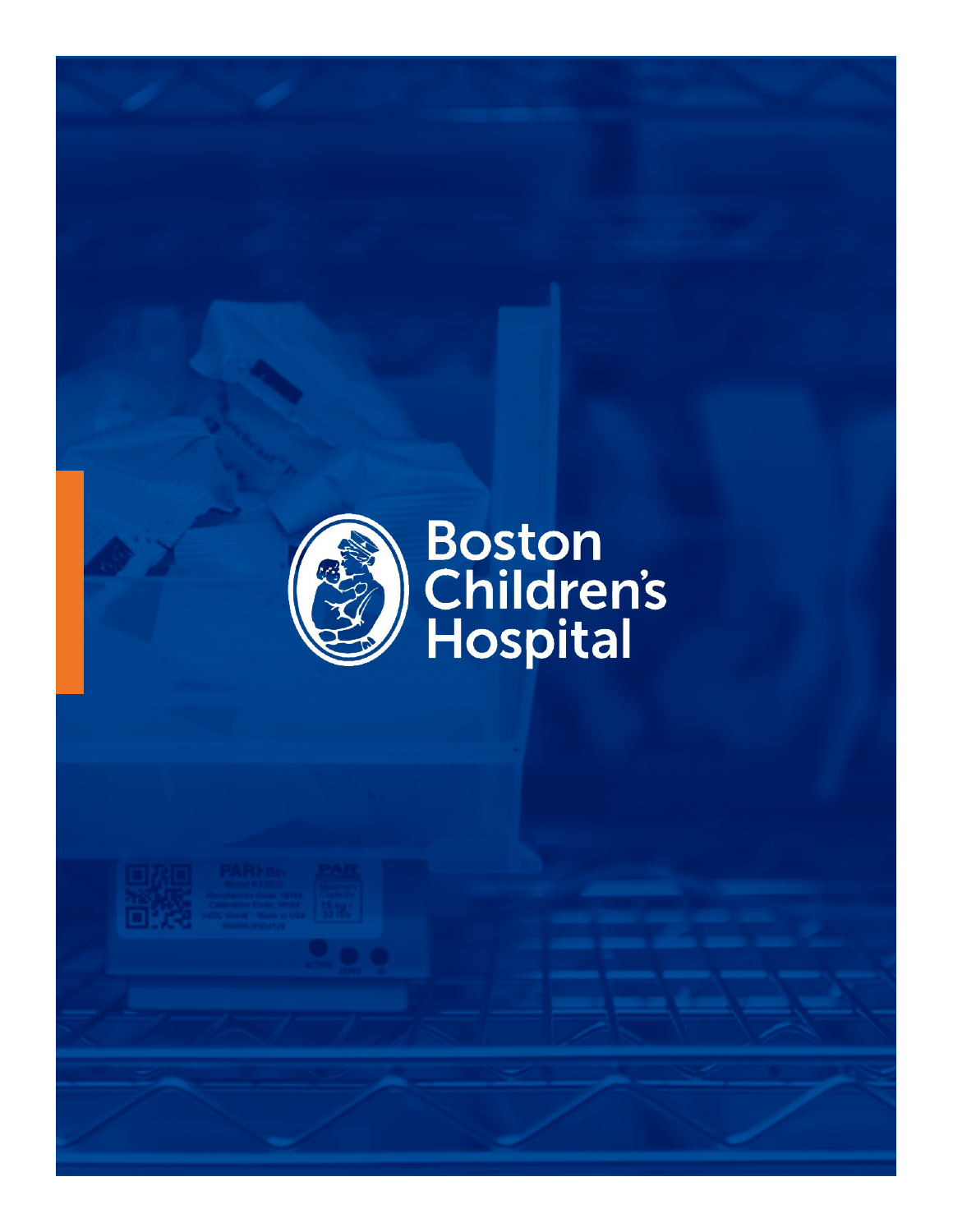# Boston Children's Hospital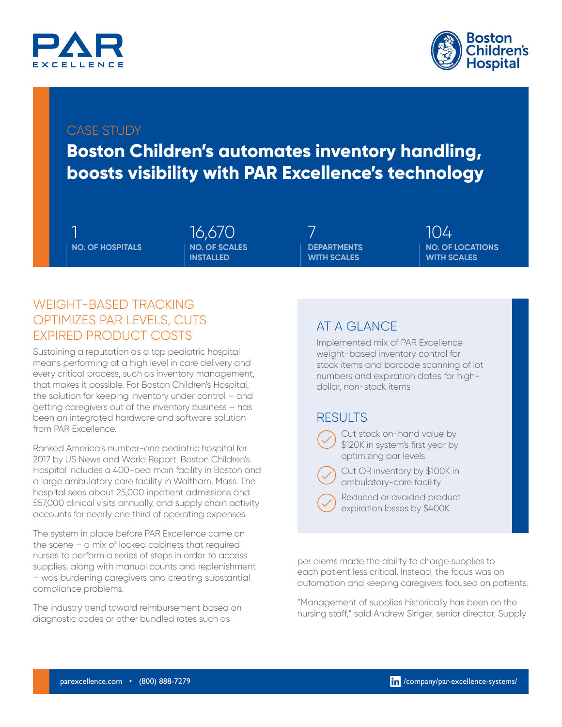CASE STUDY

# Boston Children's automates inventory handling, boosts visibility with PAR Excellence's technology

| 1 | 16,670 | 7 | 104 |
|---|---|---|---|
| NO. OF HOSPITALS | NO. OF SCALES INSTALLED | DEPARTMENTS WITH SCALES | NO. OF LOCATIONS WITH SCALES |

## WEIGHT-BASED TRACKING OPTIMIZES PAR LEVELS, CUTS EXPIRED PRODUCT COSTS

Sustaining a reputation as a top pediatric hospital means performing at a high level in care delivery and every critical process, such as inventory management, that makes it possible. For Boston Children's Hospital, the solution for keeping inventory under control – and getting caregivers out of the inventory business – has been an integrated hardware and software solution from PAR Excellence.

Ranked America's number-one pediatric hospital for 2017 by US News and World Report, Boston Children's Hospital includes a 400-bed main facility in Boston and a large ambulatory care facility in Waltham, Mass. The hospital sees about 25,000 inpatient admissions and 557,000 clinical visits annually, and supply chain activity accounts for nearly one third of operating expenses.

The system in place before PAR Excellence came on the scene – a mix of locked cabinets that required nurses to perform a series of steps in order to access supplies, along with manual counts and replenishment – was burdening caregivers and creating substantial compliance problems.

The industry trend toward reimbursement based on diagnostic codes or other bundled rates such as per diems made the ability to charge supplies to each patient less critical. Instead, the focus was on automation and keeping caregivers focused on patients.

"Management of supplies historically has been on the nursing staff," said Andrew Singer, senior director, Supply

## AT A GLANCE

Implemented mix of PAR Excellence weight-based inventory control for stock items and barcode scanning of lot numbers and expiration dates for high-dollar, non-stock items

## RESULTS

- Cut stock on-hand value by $120K in system's first year by optimizing par levels
- Cut OR inventory by $100K in ambulatory-care facility
- Reduced or avoided product expiration losses by $400K

parexcellence.com • (800) 888-7279 /company/par-excellence-systems/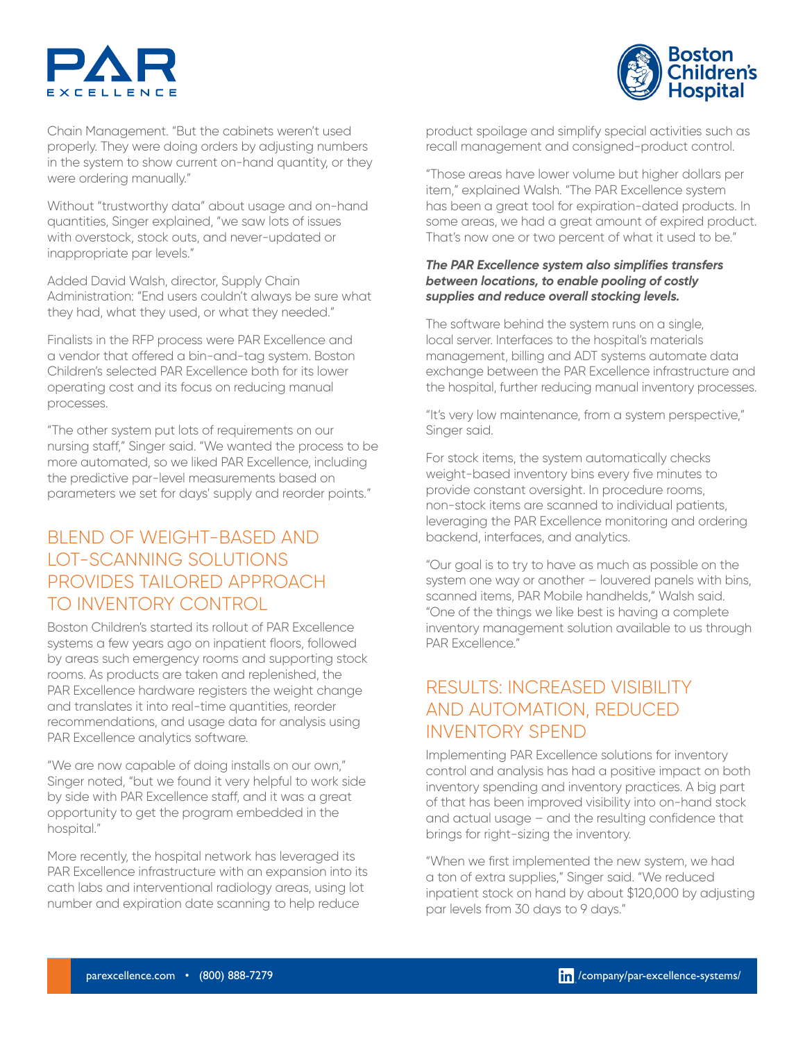Chain Management. "But the cabinets weren't used properly. They were doing orders by adjusting numbers in the system to show current on-hand quantity, or they were ordering manually."

Without "trustworthy data" about usage and on-hand quantities, Singer explained, "we saw lots of issues with overstock, stock outs, and never-updated or inappropriate par levels."

Added David Walsh, director, Supply Chain Administration: "End users couldn't always be sure what they had, what they used, or what they needed."

Finalists in the RFP process were PAR Excellence and a vendor that offered a bin-and-tag system. Boston Children's selected PAR Excellence both for its lower operating cost and its focus on reducing manual processes.

"The other system put lots of requirements on our nursing staff," Singer said. "We wanted the process to be more automated, so we liked PAR Excellence, including the predictive par-level measurements based on parameters we set for days' supply and reorder points."

## BLEND OF WEIGHT-BASED AND LOT-SCANNING SOLUTIONS PROVIDES TAILORED APPROACH TO INVENTORY CONTROL

Boston Children's started its rollout of PAR Excellence systems a few years ago on inpatient floors, followed by areas such emergency rooms and supporting stock rooms. As products are taken and replenished, the PAR Excellence hardware registers the weight change and translates it into real-time quantities, reorder recommendations, and usage data for analysis using PAR Excellence analytics software.

"We are now capable of doing installs on our own," Singer noted, "but we found it very helpful to work side by side with PAR Excellence staff, and it was a great opportunity to get the program embedded in the hospital."

More recently, the hospital network has leveraged its PAR Excellence infrastructure with an expansion into its cath labs and interventional radiology areas, using lot number and expiration date scanning to help reduce product spoilage and simplify special activities such as recall management and consigned-product control.

"Those areas have lower volume but higher dollars per item," explained Walsh. "The PAR Excellence system has been a great tool for expiration-dated products. In some areas, we had a great amount of expired product. That's now one or two percent of what it used to be."

***The PAR Excellence system also simplifies transfers between locations, to enable pooling of costly supplies and reduce overall stocking levels.***

The software behind the system runs on a single, local server. Interfaces to the hospital's materials management, billing and ADT systems automate data exchange between the PAR Excellence infrastructure and the hospital, further reducing manual inventory processes.

"It's very low maintenance, from a system perspective," Singer said.

For stock items, the system automatically checks weight-based inventory bins every five minutes to provide constant oversight. In procedure rooms, non-stock items are scanned to individual patients, leveraging the PAR Excellence monitoring and ordering backend, interfaces, and analytics.

"Our goal is to try to have as much as possible on the system one way or another – louvered panels with bins, scanned items, PAR Mobile handhelds," Walsh said. "One of the things we like best is having a complete inventory management solution available to us through PAR Excellence."

## RESULTS: INCREASED VISIBILITY AND AUTOMATION, REDUCED INVENTORY SPEND

Implementing PAR Excellence solutions for inventory control and analysis has had a positive impact on both inventory spending and inventory practices. A big part of that has been improved visibility into on-hand stock and actual usage – and the resulting confidence that brings for right-sizing the inventory.

"When we first implemented the new system, we had a ton of extra supplies," Singer said. "We reduced inpatient stock on hand by about $120,000 by adjusting par levels from 30 days to 9 days."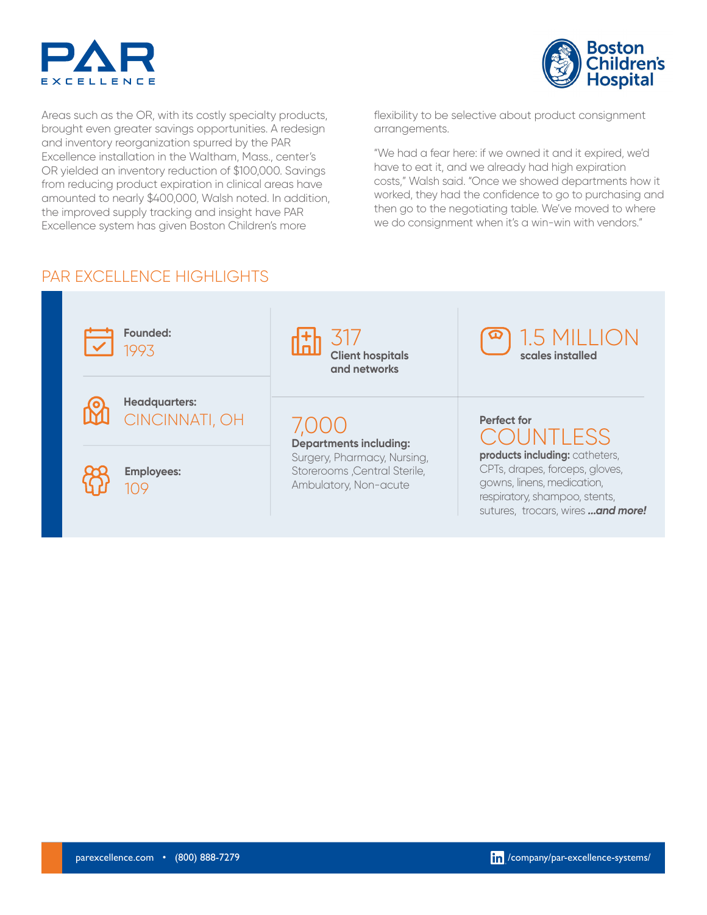Areas such as the OR, with its costly specialty products, brought even greater savings opportunities. A redesign and inventory reorganization spurred by the PAR Excellence installation in the Waltham, Mass., center's OR yielded an inventory reduction of $100,000. Savings from reducing product expiration in clinical areas have amounted to nearly $400,000, Walsh noted. In addition, the improved supply tracking and insight have PAR Excellence system has given Boston Children's more flexibility to be selective about product consignment arrangements.

"We had a fear here: if we owned it and it expired, we'd have to eat it, and we already had high expiration costs," Walsh said. "Once we showed departments how it worked, they had the confidence to go to purchasing and then go to the negotiating table. We've moved to where we do consignment when it's a win-win with vendors."

## PAR EXCELLENCE HIGHLIGHTS

**Founded:** 1993

**Headquarters:** CINCINNATI, OH

**Employees:** 109

317 **Client hospitals and networks**

1.5 MILLION **scales installed**

7,000 **Departments including:** Surgery, Pharmacy, Nursing, Storerooms ,Central Sterile, Ambulatory, Non-acute

**Perfect for** COUNTLESS **products including:** catheters, CPTs, drapes, forceps, gloves, gowns, linens, medication, respiratory, shampoo, stents, sutures, trocars, wires ***...and more!***

parexcellence.com • (800) 888-7279

/company/par-excellence-systems/